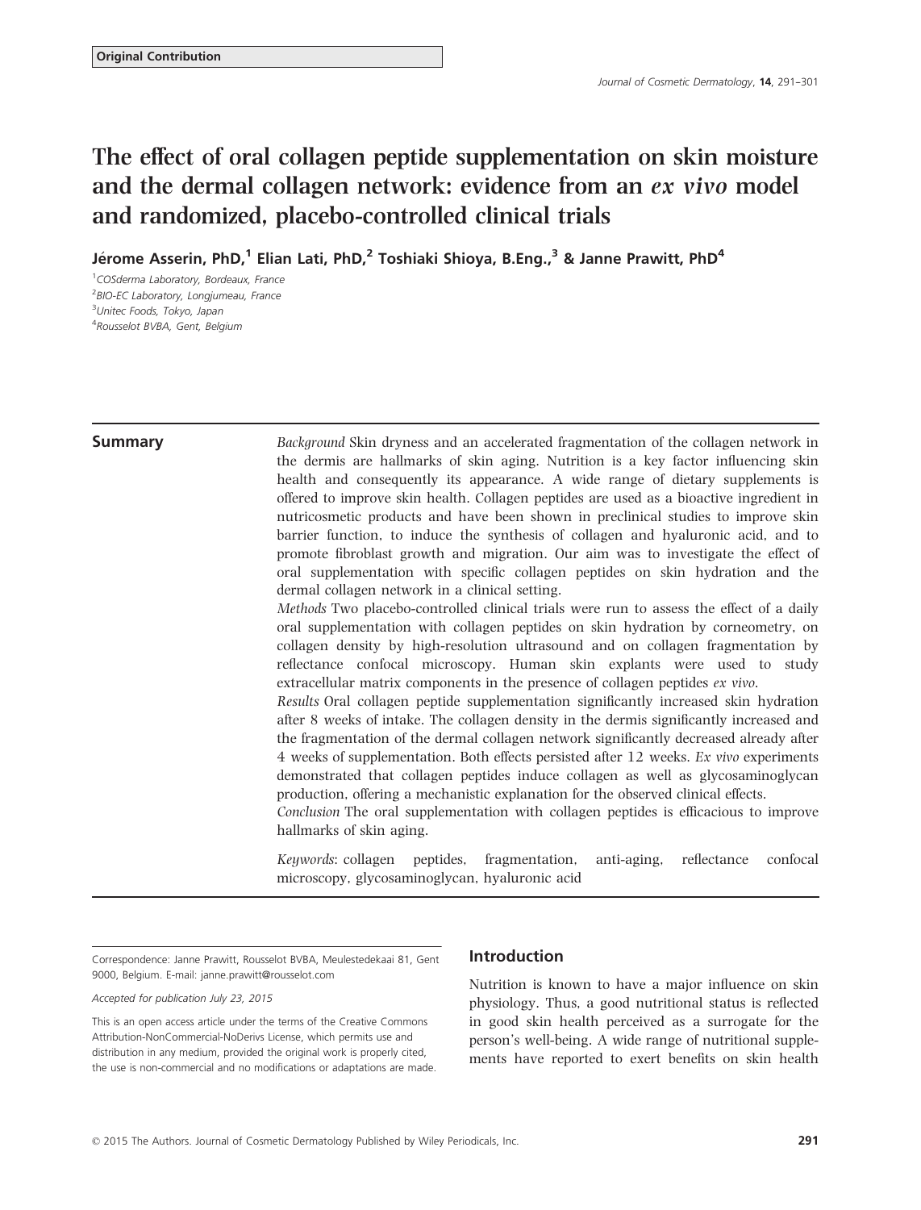Original Contribution

# The effect of oral collagen peptide supplementation on skin moisture and the dermal collagen network: evidence from an *ex vivo* model and randomized, placebo-controlled clinical trials

Jérome Asserin, PhD,[1] Elian Lati, PhD,[2] Toshiaki Shioya, B.Eng.,[3] & Janne Prawitt, PhD[4]

[1]COSderma Laboratory, Bordeaux, France
[2]BIO-EC Laboratory, Longjumeau, France
[3]Unitec Foods, Tokyo, Japan
[4]Rousselot BVBA, Gent, Belgium

## Summary

*Background* Skin dryness and an accelerated fragmentation of the collagen network in the dermis are hallmarks of skin aging. Nutrition is a key factor influencing skin health and consequently its appearance. A wide range of dietary supplements is offered to improve skin health. Collagen peptides are used as a bioactive ingredient in nutricosmetic products and have been shown in preclinical studies to improve skin barrier function, to induce the synthesis of collagen and hyaluronic acid, and to promote fibroblast growth and migration. Our aim was to investigate the effect of oral supplementation with specific collagen peptides on skin hydration and the dermal collagen network in a clinical setting.

*Methods* Two placebo-controlled clinical trials were run to assess the effect of a daily oral supplementation with collagen peptides on skin hydration by corneometry, on collagen density by high-resolution ultrasound and on collagen fragmentation by reflectance confocal microscopy. Human skin explants were used to study extracellular matrix components in the presence of collagen peptides *ex vivo*.

*Results* Oral collagen peptide supplementation significantly increased skin hydration after 8 weeks of intake. The collagen density in the dermis significantly increased and the fragmentation of the dermal collagen network significantly decreased already after 4 weeks of supplementation. Both effects persisted after 12 weeks. *Ex vivo* experiments demonstrated that collagen peptides induce collagen as well as glycosaminoglycan production, offering a mechanistic explanation for the observed clinical effects.

*Conclusion* The oral supplementation with collagen peptides is efficacious to improve hallmarks of skin aging.

*Keywords*: collagen peptides, fragmentation, anti-aging, reflectance confocal microscopy, glycosaminoglycan, hyaluronic acid

Correspondence: Janne Prawitt, Rousselot BVBA, Meulestedekaai 81, Gent 9000, Belgium. E-mail: janne.prawitt@rousselot.com

*Accepted for publication July 23, 2015*

This is an open access article under the terms of the Creative Commons Attribution-NonCommercial-NoDerivs License, which permits use and distribution in any medium, provided the original work is properly cited, the use is non-commercial and no modifications or adaptations are made.

## Introduction

Nutrition is known to have a major influence on skin physiology. Thus, a good nutritional status is reflected in good skin health perceived as a surrogate for the person's well-being. A wide range of nutritional supplements have reported to exert benefits on skin health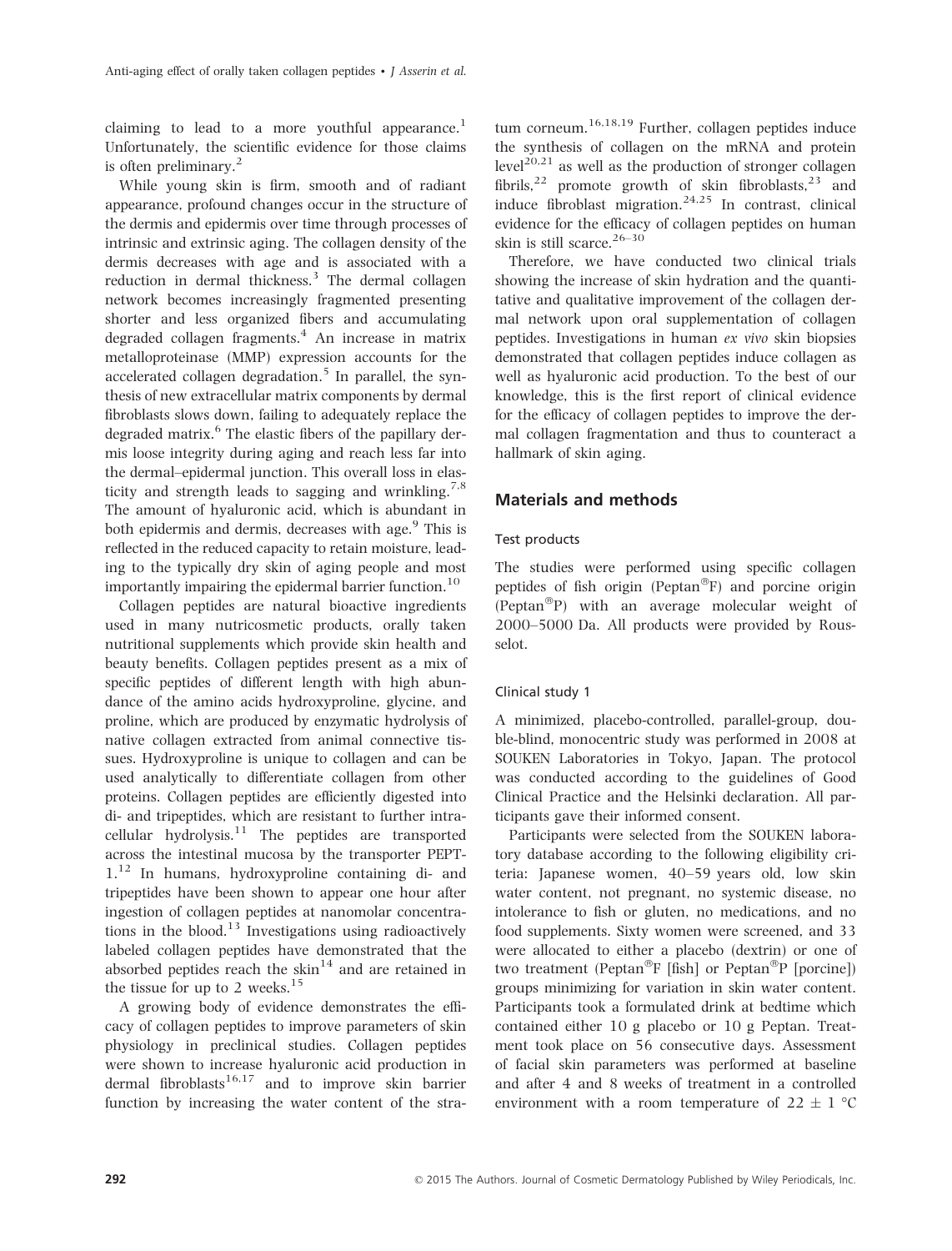claiming to lead to a more youthful appearance.[1] Unfortunately, the scientific evidence for those claims is often preliminary.[2]

While young skin is firm, smooth and of radiant appearance, profound changes occur in the structure of the dermis and epidermis over time through processes of intrinsic and extrinsic aging. The collagen density of the dermis decreases with age and is associated with a reduction in dermal thickness.[3] The dermal collagen network becomes increasingly fragmented presenting shorter and less organized fibers and accumulating degraded collagen fragments.[4] An increase in matrix metalloproteinase (MMP) expression accounts for the accelerated collagen degradation.[5] In parallel, the synthesis of new extracellular matrix components by dermal fibroblasts slows down, failing to adequately replace the degraded matrix.[6] The elastic fibers of the papillary dermis loose integrity during aging and reach less far into the dermal–epidermal junction. This overall loss in elasticity and strength leads to sagging and wrinkling.[7,8] The amount of hyaluronic acid, which is abundant in both epidermis and dermis, decreases with age.[9] This is reflected in the reduced capacity to retain moisture, leading to the typically dry skin of aging people and most importantly impairing the epidermal barrier function.[10]

Collagen peptides are natural bioactive ingredients used in many nutricosmetic products, orally taken nutritional supplements which provide skin health and beauty benefits. Collagen peptides present as a mix of specific peptides of different length with high abundance of the amino acids hydroxyproline, glycine, and proline, which are produced by enzymatic hydrolysis of native collagen extracted from animal connective tissues. Hydroxyproline is unique to collagen and can be used analytically to differentiate collagen from other proteins. Collagen peptides are efficiently digested into di- and tripeptides, which are resistant to further intracellular hydrolysis.[11] The peptides are transported across the intestinal mucosa by the transporter PEPT-1.[12] In humans, hydroxyproline containing di- and tripeptides have been shown to appear one hour after ingestion of collagen peptides at nanomolar concentrations in the blood.[13] Investigations using radioactively labeled collagen peptides have demonstrated that the absorbed peptides reach the skin[14] and are retained in the tissue for up to 2 weeks.[15]

A growing body of evidence demonstrates the efficacy of collagen peptides to improve parameters of skin physiology in preclinical studies. Collagen peptides were shown to increase hyaluronic acid production in dermal fibroblasts[16,17] and to improve skin barrier function by increasing the water content of the stratum corneum.[16,18,19] Further, collagen peptides induce the synthesis of collagen on the mRNA and protein level[20,21] as well as the production of stronger collagen fibrils,[22] promote growth of skin fibroblasts,[23] and induce fibroblast migration.[24,25] In contrast, clinical evidence for the efficacy of collagen peptides on human skin is still scarce.[26–30]

Therefore, we have conducted two clinical trials showing the increase of skin hydration and the quantitative and qualitative improvement of the collagen dermal network upon oral supplementation of collagen peptides. Investigations in human *ex vivo* skin biopsies demonstrated that collagen peptides induce collagen as well as hyaluronic acid production. To the best of our knowledge, this is the first report of clinical evidence for the efficacy of collagen peptides to improve the dermal collagen fragmentation and thus to counteract a hallmark of skin aging.

## Materials and methods

### Test products

The studies were performed using specific collagen peptides of fish origin (Peptan®F) and porcine origin (Peptan®P) with an average molecular weight of 2000–5000 Da. All products were provided by Rousselot.

### Clinical study 1

A minimized, placebo-controlled, parallel-group, double-blind, monocentric study was performed in 2008 at SOUKEN Laboratories in Tokyo, Japan. The protocol was conducted according to the guidelines of Good Clinical Practice and the Helsinki declaration. All participants gave their informed consent.

Participants were selected from the SOUKEN laboratory database according to the following eligibility criteria: Japanese women, 40–59 years old, low skin water content, not pregnant, no systemic disease, no intolerance to fish or gluten, no medications, and no food supplements. Sixty women were screened, and 33 were allocated to either a placebo (dextrin) or one of two treatment (Peptan®F [fish] or Peptan®P [porcine]) groups minimizing for variation in skin water content. Participants took a formulated drink at bedtime which contained either 10 g placebo or 10 g Peptan. Treatment took place on 56 consecutive days. Assessment of facial skin parameters was performed at baseline and after 4 and 8 weeks of treatment in a controlled environment with a room temperature of 22 ± 1 °C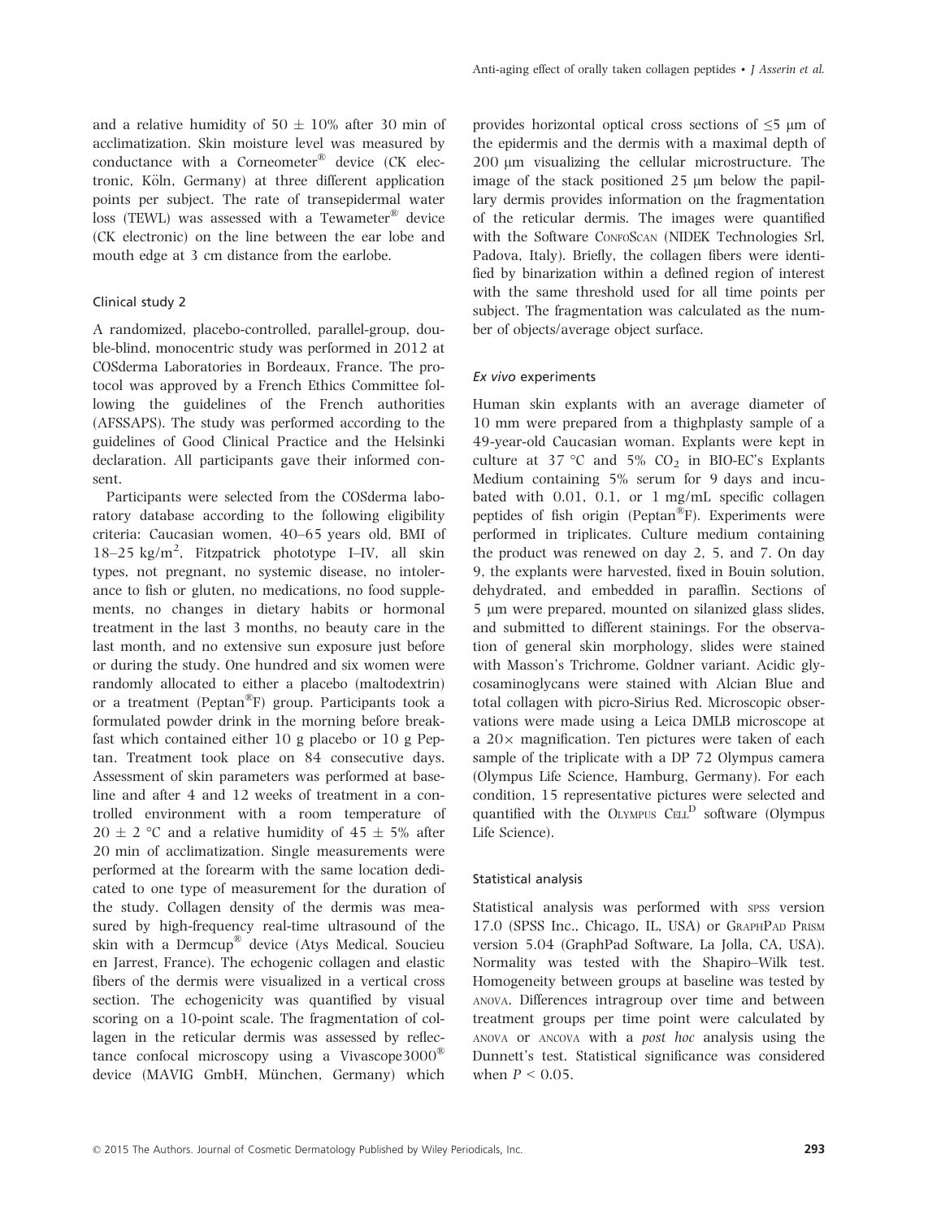and a relative humidity of 50 ± 10% after 30 min of acclimatization. Skin moisture level was measured by conductance with a Corneometer® device (CK electronic, Köln, Germany) at three different application points per subject. The rate of transepidermal water loss (TEWL) was assessed with a Tewameter® device (CK electronic) on the line between the ear lobe and mouth edge at 3 cm distance from the earlobe.

### Clinical study 2

A randomized, placebo-controlled, parallel-group, double-blind, monocentric study was performed in 2012 at COSderma Laboratories in Bordeaux, France. The protocol was approved by a French Ethics Committee following the guidelines of the French authorities (AFSSAPS). The study was performed according to the guidelines of Good Clinical Practice and the Helsinki declaration. All participants gave their informed consent.

Participants were selected from the COSderma laboratory database according to the following eligibility criteria: Caucasian women, 40–65 years old, BMI of 18–25 kg/m$^2$, Fitzpatrick phototype I–IV, all skin types, not pregnant, no systemic disease, no intolerance to fish or gluten, no medications, no food supplements, no changes in dietary habits or hormonal treatment in the last 3 months, no beauty care in the last month, and no extensive sun exposure just before or during the study. One hundred and six women were randomly allocated to either a placebo (maltodextrin) or a treatment (Peptan®F) group. Participants took a formulated powder drink in the morning before breakfast which contained either 10 g placebo or 10 g Peptan. Treatment took place on 84 consecutive days. Assessment of skin parameters was performed at baseline and after 4 and 12 weeks of treatment in a controlled environment with a room temperature of 20 ± 2 °C and a relative humidity of 45 ± 5% after 20 min of acclimatization. Single measurements were performed at the forearm with the same location dedicated to one type of measurement for the duration of the study. Collagen density of the dermis was measured by high-frequency real-time ultrasound of the skin with a Dermcup® device (Atys Medical, Soucieu en Jarrest, France). The echogenic collagen and elastic fibers of the dermis were visualized in a vertical cross section. The echogenicity was quantified by visual scoring on a 10-point scale. The fragmentation of collagen in the reticular dermis was assessed by reflectance confocal microscopy using a Vivascope3000® device (MAVIG GmbH, München, Germany) which provides horizontal optical cross sections of ≤5 μm of the epidermis and the dermis with a maximal depth of 200 μm visualizing the cellular microstructure. The image of the stack positioned 25 μm below the papillary dermis provides information on the fragmentation of the reticular dermis. The images were quantified with the Software ConfoScan (NIDEK Technologies Srl, Padova, Italy). Briefly, the collagen fibers were identified by binarization within a defined region of interest with the same threshold used for all time points per subject. The fragmentation was calculated as the number of objects/average object surface.

### *Ex vivo* experiments

Human skin explants with an average diameter of 10 mm were prepared from a thighplasty sample of a 49-year-old Caucasian woman. Explants were kept in culture at 37 °C and 5% $CO_2$ in BIO-EC's Explants Medium containing 5% serum for 9 days and incubated with 0.01, 0.1, or 1 mg/mL specific collagen peptides of fish origin (Peptan®F). Experiments were performed in triplicates. Culture medium containing the product was renewed on day 2, 5, and 7. On day 9, the explants were harvested, fixed in Bouin solution, dehydrated, and embedded in paraffin. Sections of 5 μm were prepared, mounted on silanized glass slides, and submitted to different stainings. For the observation of general skin morphology, slides were stained with Masson's Trichrome, Goldner variant. Acidic glycosaminoglycans were stained with Alcian Blue and total collagen with picro-Sirius Red. Microscopic observations were made using a Leica DMLB microscope at a 20× magnification. Ten pictures were taken of each sample of the triplicate with a DP 72 Olympus camera (Olympus Life Science, Hamburg, Germany). For each condition, 15 representative pictures were selected and quantified with the Olympus Cell$^D$ software (Olympus Life Science).

### Statistical analysis

Statistical analysis was performed with SPSS version 17.0 (SPSS Inc., Chicago, IL, USA) or GraphPad Prism version 5.04 (GraphPad Software, La Jolla, CA, USA). Normality was tested with the Shapiro–Wilk test. Homogeneity between groups at baseline was tested by ANOVA. Differences intragroup over time and between treatment groups per time point were calculated by ANOVA or ANCOVA with a *post hoc* analysis using the Dunnett's test. Statistical significance was considered when $P < 0.05$.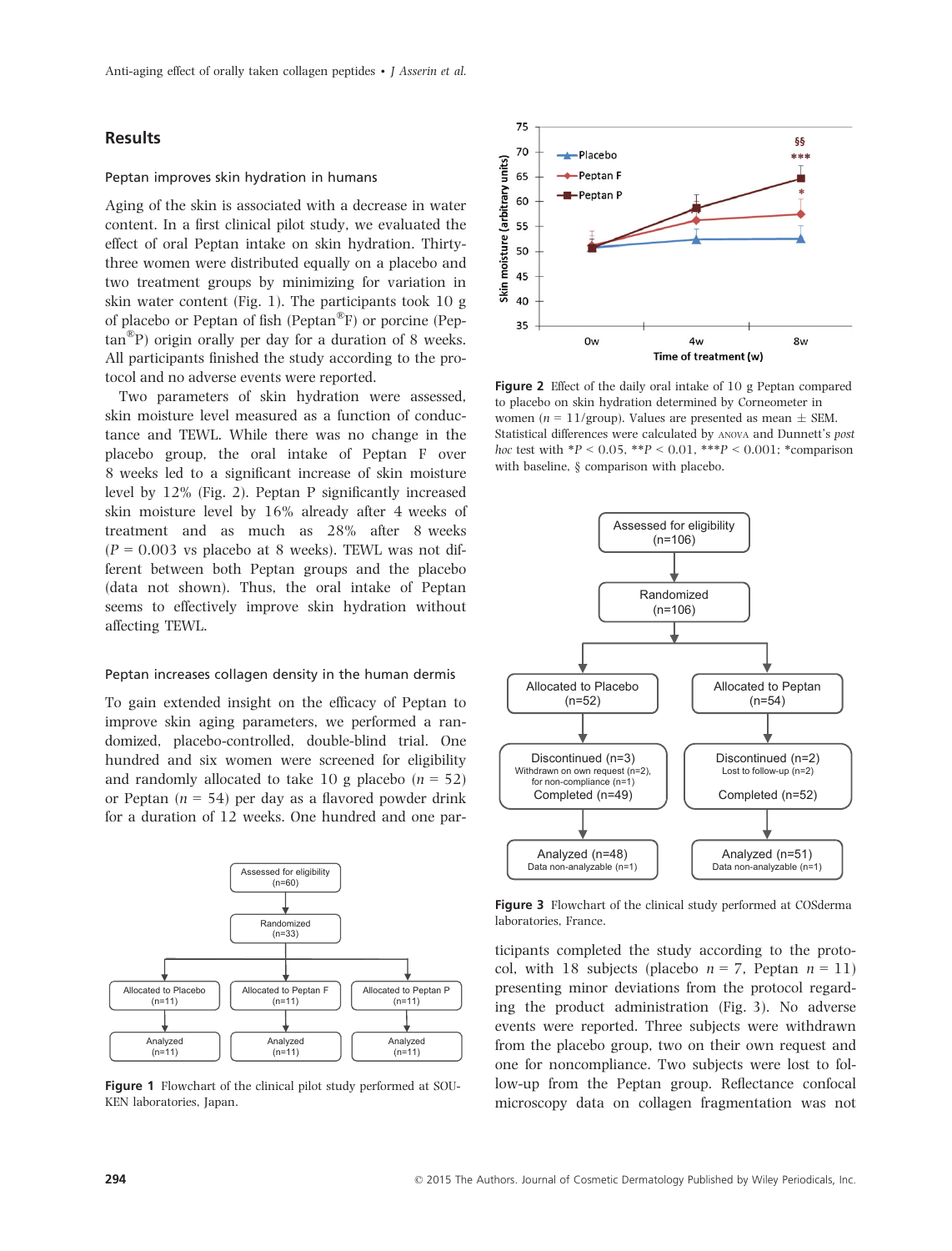## Results

### Peptan improves skin hydration in humans

Aging of the skin is associated with a decrease in water content. In a first clinical pilot study, we evaluated the effect of oral Peptan intake on skin hydration. Thirty-three women were distributed equally on a placebo and two treatment groups by minimizing for variation in skin water content (Fig. 1). The participants took 10 g of placebo or Peptan of fish (Peptan®F) or porcine (Peptan®P) origin orally per day for a duration of 8 weeks. All participants finished the study according to the protocol and no adverse events were reported.

Two parameters of skin hydration were assessed, skin moisture level measured as a function of conductance and TEWL. While there was no change in the placebo group, the oral intake of Peptan F over 8 weeks led to a significant increase of skin moisture level by 12% (Fig. 2). Peptan P significantly increased skin moisture level by 16% already after 4 weeks of treatment and as much as 28% after 8 weeks ($P = 0.003$ vs placebo at 8 weeks). TEWL was not different between both Peptan groups and the placebo (data not shown). Thus, the oral intake of Peptan seems to effectively improve skin hydration without affecting TEWL.

### Peptan increases collagen density in the human dermis

To gain extended insight on the efficacy of Peptan to improve skin aging parameters, we performed a randomized, placebo-controlled, double-blind trial. One hundred and six women were screened for eligibility and randomly allocated to take 10 g placebo ($n = 52$) or Peptan ($n = 54$) per day as a flavored powder drink for a duration of 12 weeks. One hundred and one participants completed the study according to the protocol, with 18 subjects (placebo $n = 7$, Peptan $n = 11$) presenting minor deviations from the protocol regarding the product administration (Fig. 3). No adverse events were reported. Three subjects were withdrawn from the placebo group, two on their own request and one for noncompliance. Two subjects were lost to follow-up from the Peptan group. Reflectance confocal microscopy data on collagen fragmentation was not

Assessed for eligibility (n=60)
Randomized (n=33)
Allocated to Placebo (n=11) | Allocated to Peptan F (n=11) | Allocated to Peptan P (n=11)
Analyzed (n=11) | Analyzed (n=11) | Analyzed (n=11)

**Figure 1** Flowchart of the clinical pilot study performed at SOUKEN laboratories, Japan.

Skin moisture (arbitrary units)
75
70
65
60
55
50
45
40
35
Placebo
Peptan F
Peptan P
§§
***
*
0w
4w
8w
Time of treatment (w)

**Figure 2** Effect of the daily oral intake of 10 g Peptan compared to placebo on skin hydration determined by Corneometer in women ($n = 11$/group). Values are presented as mean ± SEM. Statistical differences were calculated by ANOVA and Dunnett's *post hoc* test with $*P < 0.05$, $**P < 0.01$, $***P < 0.001$; *comparison with baseline, § comparison with placebo.

Assessed for eligibility (n=106)
Randomized (n=106)
Allocated to Placebo (n=52) | Allocated to Peptan (n=54)
Discontinued (n=3) Withdrawn on own request (n=2), for non-compliance (n=1) Completed (n=49) | Discontinued (n=2) Lost to follow-up (n=2) Completed (n=52)
Analyzed (n=48) Data non-analyzable (n=1) | Analyzed (n=51) Data non-analyzable (n=1)

**Figure 3** Flowchart of the clinical study performed at COSderma laboratories, France.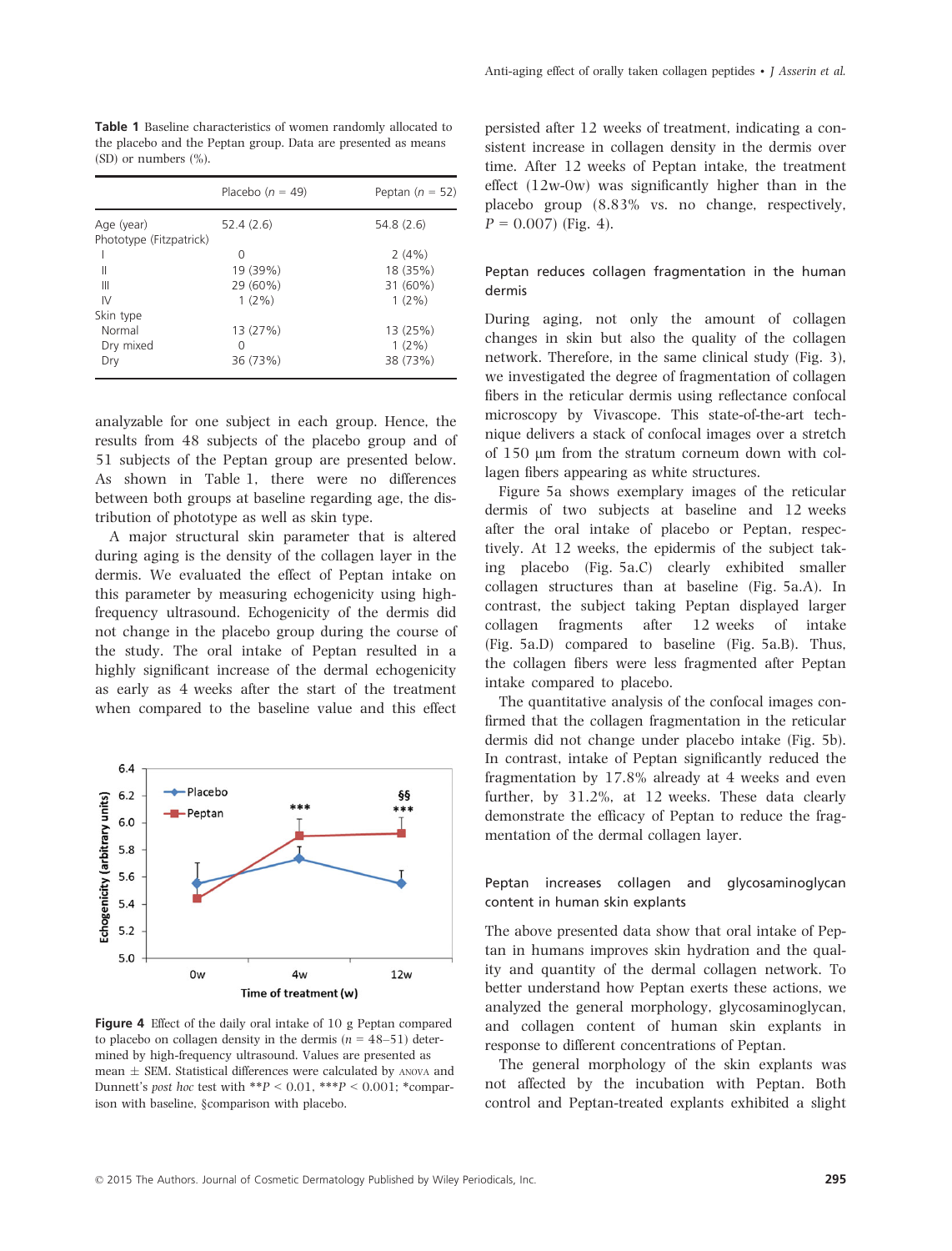**Table 1** Baseline characteristics of women randomly allocated to the placebo and the Peptan group. Data are presented as means (SD) or numbers (%).

| | Placebo ($n$ = 49) | Peptan ($n$ = 52) |
|---|---|---|
| Age (year) | 52.4 (2.6) | 54.8 (2.6) |
| Phototype (Fitzpatrick) | | |
| I | 0 | 2 (4%) |
| II | 19 (39%) | 18 (35%) |
| III | 29 (60%) | 31 (60%) |
| IV | 1 (2%) | 1 (2%) |
| Skin type | | |
| Normal | 13 (27%) | 13 (25%) |
| Dry mixed | 0 | 1 (2%) |
| Dry | 36 (73%) | 38 (73%) |

analyzable for one subject in each group. Hence, the results from 48 subjects of the placebo group and of 51 subjects of the Peptan group are presented below. As shown in Table 1, there were no differences between both groups at baseline regarding age, the distribution of phototype as well as skin type.

A major structural skin parameter that is altered during aging is the density of the collagen layer in the dermis. We evaluated the effect of Peptan intake on this parameter by measuring echogenicity using high-frequency ultrasound. Echogenicity of the dermis did not change in the placebo group during the course of the study. The oral intake of Peptan resulted in a highly significant increase of the dermal echogenicity as early as 4 weeks after the start of the treatment when compared to the baseline value and this effect persisted after 12 weeks of treatment, indicating a consistent increase in collagen density in the dermis over time. After 12 weeks of Peptan intake, the treatment effect (12w-0w) was significantly higher than in the placebo group (8.83% vs. no change, respectively, $P$ = 0.007) (Fig. 4).

Echogenicity (arbitrary units)
6.4
6.2
6.0
5.8
5.6
5.4
5.2
5.0
Placebo
Peptan
***
§§
***
0w
4w
12w
Time of treatment (w)

**Figure 4** Effect of the daily oral intake of 10 g Peptan compared to placebo on collagen density in the dermis ($n$ = 48–51) determined by high-frequency ultrasound. Values are presented as mean ± SEM. Statistical differences were calculated by ANOVA and Dunnett's *post hoc* test with **$P$ < 0.01, ***$P$ < 0.001; *comparison with baseline, §comparison with placebo.

### Peptan reduces collagen fragmentation in the human dermis

During aging, not only the amount of collagen changes in skin but also the quality of the collagen network. Therefore, in the same clinical study (Fig. 3), we investigated the degree of fragmentation of collagen fibers in the reticular dermis using reflectance confocal microscopy by Vivascope. This state-of-the-art technique delivers a stack of confocal images over a stretch of 150 μm from the stratum corneum down with collagen fibers appearing as white structures.

Figure 5a shows exemplary images of the reticular dermis of two subjects at baseline and 12 weeks after the oral intake of placebo or Peptan, respectively. At 12 weeks, the epidermis of the subject taking placebo (Fig. 5a.C) clearly exhibited smaller collagen structures than at baseline (Fig. 5a.A). In contrast, the subject taking Peptan displayed larger collagen fragments after 12 weeks of intake (Fig. 5a.D) compared to baseline (Fig. 5a.B). Thus, the collagen fibers were less fragmented after Peptan intake compared to placebo.

The quantitative analysis of the confocal images confirmed that the collagen fragmentation in the reticular dermis did not change under placebo intake (Fig. 5b). In contrast, intake of Peptan significantly reduced the fragmentation by 17.8% already at 4 weeks and even further, by 31.2%, at 12 weeks. These data clearly demonstrate the efficacy of Peptan to reduce the fragmentation of the dermal collagen layer.

### Peptan increases collagen and glycosaminoglycan content in human skin explants

The above presented data show that oral intake of Peptan in humans improves skin hydration and the quality and quantity of the dermal collagen network. To better understand how Peptan exerts these actions, we analyzed the general morphology, glycosaminoglycan, and collagen content of human skin explants in response to different concentrations of Peptan.

The general morphology of the skin explants was not affected by the incubation with Peptan. Both control and Peptan-treated explants exhibited a slight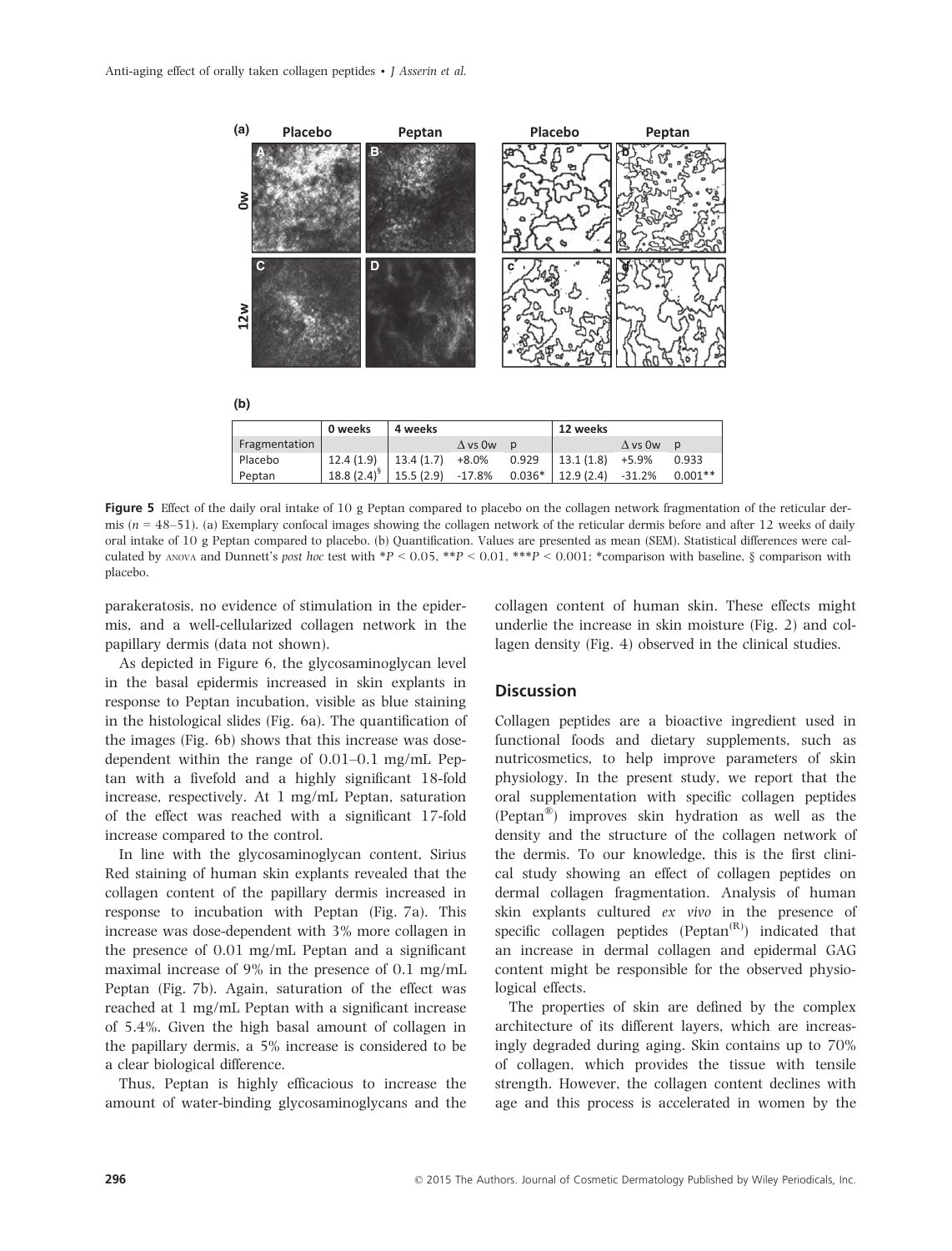(a)

Placebo | Peptan | Placebo | Peptan

0w | 12w

A B C D

(b)

| | 0 weeks | 4 weeks | | | 12 weeks | | |
|---|---|---|---|---|---|---|---|
| Fragmentation | | | Δ vs 0w | p | | Δ vs 0w | p |
| Placebo | 12.4 (1.9) | 13.4 (1.7) | +8.0% | 0.929 | 13.1 (1.8) | +5.9% | 0.933 |
| Peptan | 18.8 (2.4)§ | 15.5 (2.9) | -17.8% | 0.036* | 12.9 (2.4) | -31.2% | 0.001** |

**Figure 5** Effect of the daily oral intake of 10 g Peptan compared to placebo on the collagen network fragmentation of the reticular dermis ($n$ = 48–51). (a) Exemplary confocal images showing the collagen network of the reticular dermis before and after 12 weeks of daily oral intake of 10 g Peptan compared to placebo. (b) Quantification. Values are presented as mean (SEM). Statistical differences were calculated by ANOVA and Dunnett's *post hoc* test with $^{*}P < 0.05$, $^{**}P < 0.01$, $^{***}P < 0.001$; *comparison with baseline, § comparison with placebo.

parakeratosis, no evidence of stimulation in the epidermis, and a well-cellularized collagen network in the papillary dermis (data not shown).

As depicted in Figure 6, the glycosaminoglycan level in the basal epidermis increased in skin explants in response to Peptan incubation, visible as blue staining in the histological slides (Fig. 6a). The quantification of the images (Fig. 6b) shows that this increase was dose-dependent within the range of 0.01–0.1 mg/mL Peptan with a fivefold and a highly significant 18-fold increase, respectively. At 1 mg/mL Peptan, saturation of the effect was reached with a significant 17-fold increase compared to the control.

In line with the glycosaminoglycan content, Sirius Red staining of human skin explants revealed that the collagen content of the papillary dermis increased in response to incubation with Peptan (Fig. 7a). This increase was dose-dependent with 3% more collagen in the presence of 0.01 mg/mL Peptan and a significant maximal increase of 9% in the presence of 0.1 mg/mL Peptan (Fig. 7b). Again, saturation of the effect was reached at 1 mg/mL Peptan with a significant increase of 5.4%. Given the high basal amount of collagen in the papillary dermis, a 5% increase is considered to be a clear biological difference.

Thus, Peptan is highly efficacious to increase the amount of water-binding glycosaminoglycans and the collagen content of human skin. These effects might underlie the increase in skin moisture (Fig. 2) and collagen density (Fig. 4) observed in the clinical studies.

## Discussion

Collagen peptides are a bioactive ingredient used in functional foods and dietary supplements, such as nutricosmetics, to help improve parameters of skin physiology. In the present study, we report that the oral supplementation with specific collagen peptides (Peptan®) improves skin hydration as well as the density and the structure of the collagen network of the dermis. To our knowledge, this is the first clinical study showing an effect of collagen peptides on dermal collagen fragmentation. Analysis of human skin explants cultured *ex vivo* in the presence of specific collagen peptides (Peptan(R)) indicated that an increase in dermal collagen and epidermal GAG content might be responsible for the observed physiological effects.

The properties of skin are defined by the complex architecture of its different layers, which are increasingly degraded during aging. Skin contains up to 70% of collagen, which provides the tissue with tensile strength. However, the collagen content declines with age and this process is accelerated in women by the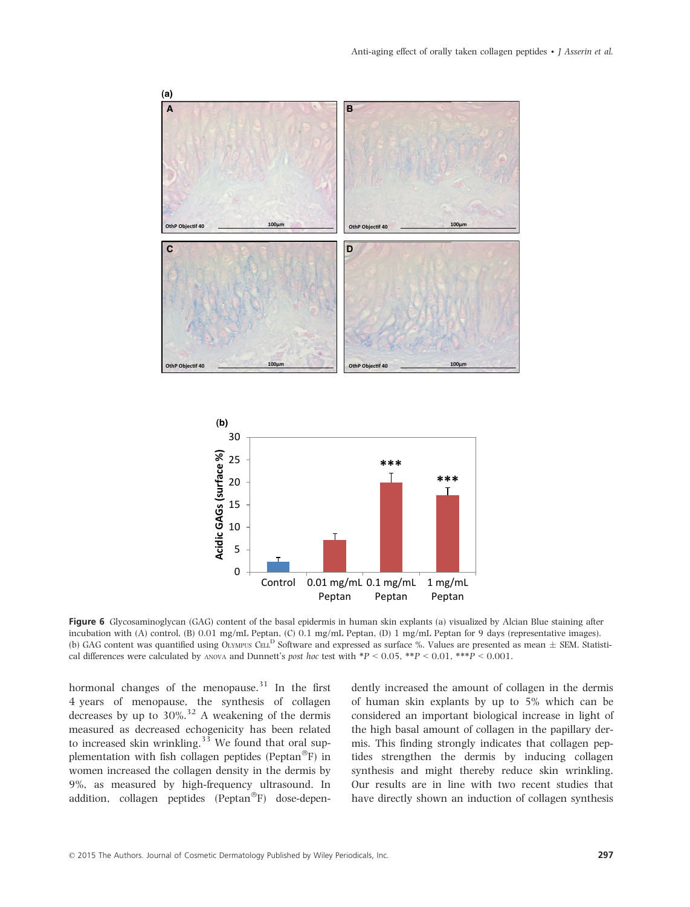(a)

A

OthP Objectif 40 100µm

B

OthP Objectif 40 100µm

C

OthP Objectif 40 100µm

D

OthP Objectif 40 100µm

(b)

Acidic GAGs (surface %)

30
25
20
15
10
5
0

***
***

Control
0.01 mg/mL Peptan
0.1 mg/mL Peptan
1 mg/mL Peptan

**Figure 6** Glycosaminoglycan (GAG) content of the basal epidermis in human skin explants (a) visualized by Alcian Blue staining after incubation with (A) control, (B) 0.01 mg/mL Peptan, (C) 0.1 mg/mL Peptan, (D) 1 mg/mL Peptan for 9 days (representative images). (b) GAG content was quantified using Olympus Cell[D] Software and expressed as surface %. Values are presented as mean ± SEM. Statistical differences were calculated by ANOVA and Dunnett's *post hoc* test with $*P < 0.05$, $**P < 0.01$, $***P < 0.001$.

hormonal changes of the menopause.[31] In the first 4 years of menopause, the synthesis of collagen decreases by up to 30%.[32] A weakening of the dermis measured as decreased echogenicity has been related to increased skin wrinkling.[33] We found that oral supplementation with fish collagen peptides (Peptan®F) in women increased the collagen density in the dermis by 9%, as measured by high-frequency ultrasound. In addition, collagen peptides (Peptan®F) dose-dependently increased the amount of collagen in the dermis of human skin explants by up to 5% which can be considered an important biological increase in light of the high basal amount of collagen in the papillary dermis. This finding strongly indicates that collagen peptides strengthen the dermis by inducing collagen synthesis and might thereby reduce skin wrinkling. Our results are in line with two recent studies that have directly shown an induction of collagen synthesis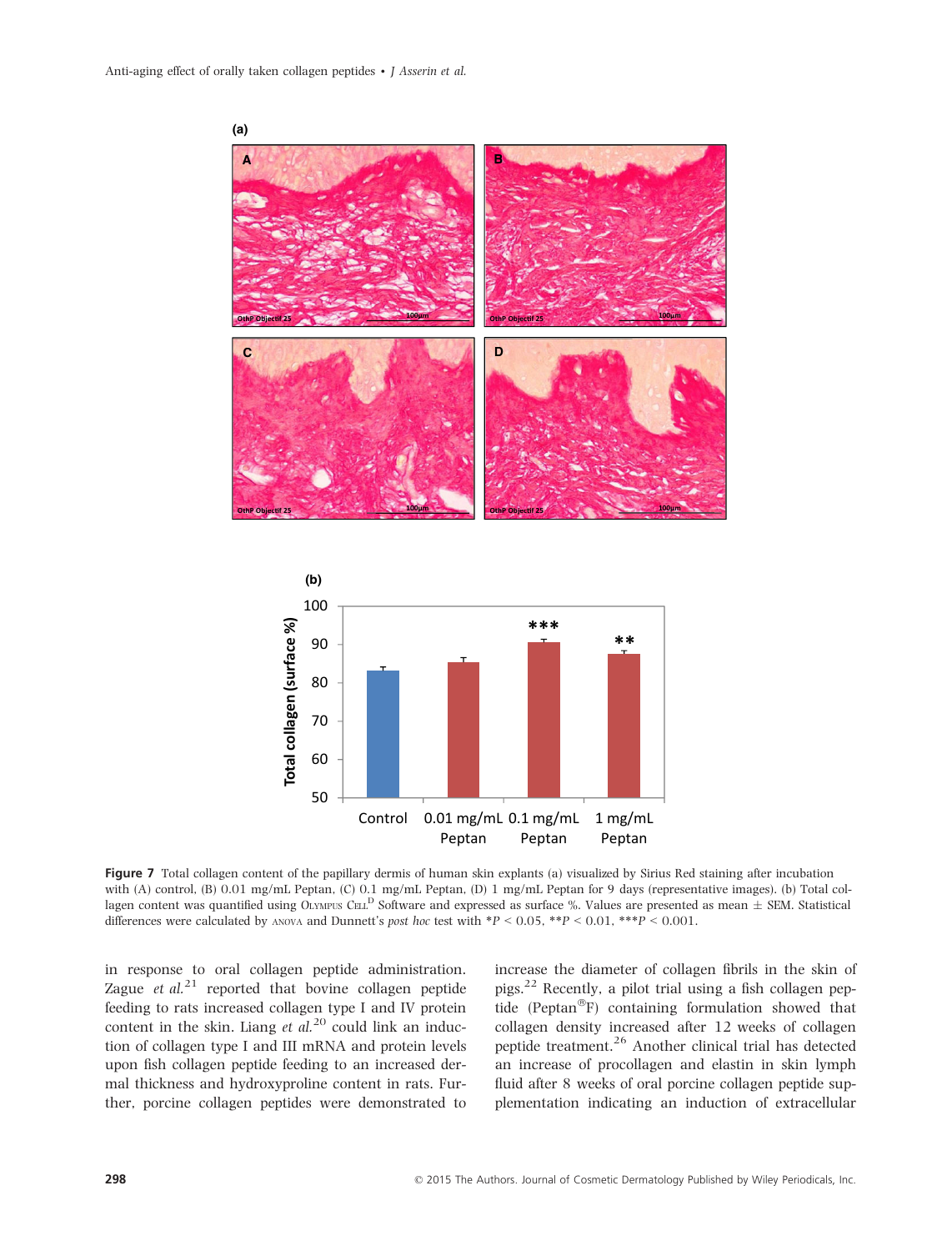(a)

A

OthP Objectif 25

100µm

B

OthP Objectif 25

100µm

C

OthP Objectif 25

100µm

D

OthP Objectif 25

100µm

(b)

Total collagen (surface %)

100

90

80

70

60

50

***

**

Control

0.01 mg/mL Peptan

0.1 mg/mL Peptan

1 mg/mL Peptan

**Figure 7** Total collagen content of the papillary dermis of human skin explants (a) visualized by Sirius Red staining after incubation with (A) control, (B) 0.01 mg/mL Peptan, (C) 0.1 mg/mL Peptan, (D) 1 mg/mL Peptan for 9 days (representative images). (b) Total collagen content was quantified using Olympus Cell$^{D}$ Software and expressed as surface %. Values are presented as mean ± SEM. Statistical differences were calculated by ANOVA and Dunnett's *post hoc* test with $*P < 0.05$, $**P < 0.01$, $***P < 0.001$.

in response to oral collagen peptide administration. Zague *et al.*[21] reported that bovine collagen peptide feeding to rats increased collagen type I and IV protein content in the skin. Liang *et al.*[20] could link an induction of collagen type I and III mRNA and protein levels upon fish collagen peptide feeding to an increased dermal thickness and hydroxyproline content in rats. Further, porcine collagen peptides were demonstrated to increase the diameter of collagen fibrils in the skin of pigs.[22] Recently, a pilot trial using a fish collagen peptide (Peptan®F) containing formulation showed that collagen density increased after 12 weeks of collagen peptide treatment.[26] Another clinical trial has detected an increase of procollagen and elastin in skin lymph fluid after 8 weeks of oral porcine collagen peptide supplementation indicating an induction of extracellular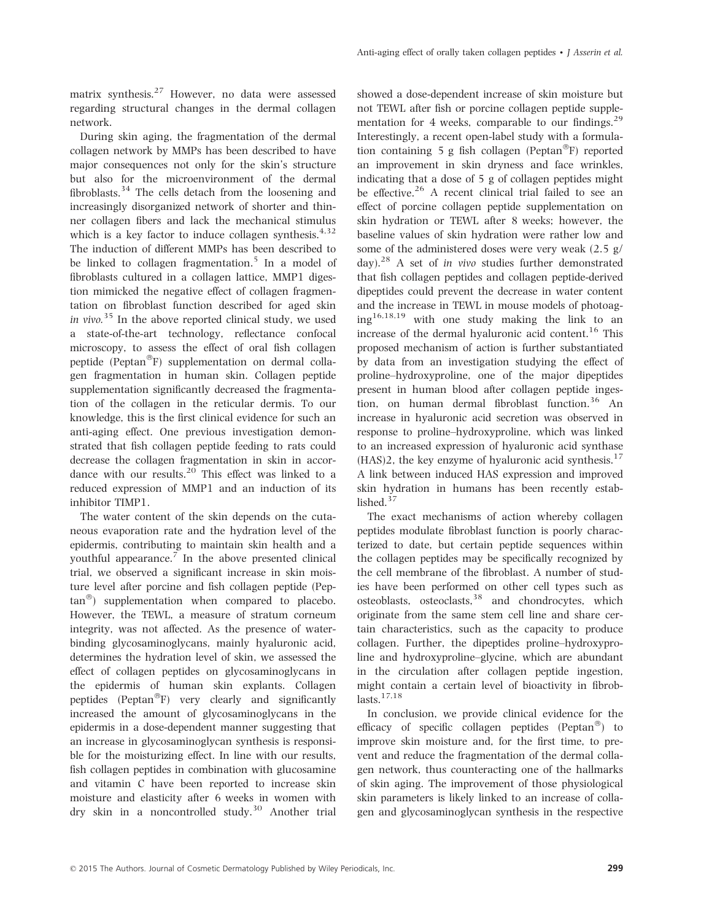matrix synthesis.[27] However, no data were assessed regarding structural changes in the dermal collagen network.

During skin aging, the fragmentation of the dermal collagen network by MMPs has been described to have major consequences not only for the skin's structure but also for the microenvironment of the dermal fibroblasts.[34] The cells detach from the loosening and increasingly disorganized network of shorter and thinner collagen fibers and lack the mechanical stimulus which is a key factor to induce collagen synthesis.[4,32] The induction of different MMPs has been described to be linked to collagen fragmentation.[5] In a model of fibroblasts cultured in a collagen lattice, MMP1 digestion mimicked the negative effect of collagen fragmentation on fibroblast function described for aged skin *in vivo.*[35] In the above reported clinical study, we used a state-of-the-art technology, reflectance confocal microscopy, to assess the effect of oral fish collagen peptide (Peptan®F) supplementation on dermal collagen fragmentation in human skin. Collagen peptide supplementation significantly decreased the fragmentation of the collagen in the reticular dermis. To our knowledge, this is the first clinical evidence for such an anti-aging effect. One previous investigation demonstrated that fish collagen peptide feeding to rats could decrease the collagen fragmentation in skin in accordance with our results.[20] This effect was linked to a reduced expression of MMP1 and an induction of its inhibitor TIMP1.

The water content of the skin depends on the cutaneous evaporation rate and the hydration level of the epidermis, contributing to maintain skin health and a youthful appearance.[7] In the above presented clinical trial, we observed a significant increase in skin moisture level after porcine and fish collagen peptide (Peptan®) supplementation when compared to placebo. However, the TEWL, a measure of stratum corneum integrity, was not affected. As the presence of water-binding glycosaminoglycans, mainly hyaluronic acid, determines the hydration level of skin, we assessed the effect of collagen peptides on glycosaminoglycans in the epidermis of human skin explants. Collagen peptides (Peptan®F) very clearly and significantly increased the amount of glycosaminoglycans in the epidermis in a dose-dependent manner suggesting that an increase in glycosaminoglycan synthesis is responsible for the moisturizing effect. In line with our results, fish collagen peptides in combination with glucosamine and vitamin C have been reported to increase skin moisture and elasticity after 6 weeks in women with dry skin in a noncontrolled study.[30] Another trial showed a dose-dependent increase of skin moisture but not TEWL after fish or porcine collagen peptide supplementation for 4 weeks, comparable to our findings.[29] Interestingly, a recent open-label study with a formulation containing 5 g fish collagen (Peptan®F) reported an improvement in skin dryness and face wrinkles, indicating that a dose of 5 g of collagen peptides might be effective.[26] A recent clinical trial failed to see an effect of porcine collagen peptide supplementation on skin hydration or TEWL after 8 weeks; however, the baseline values of skin hydration were rather low and some of the administered doses were very weak (2.5 g/day).[28] A set of *in vivo* studies further demonstrated that fish collagen peptides and collagen peptide-derived dipeptides could prevent the decrease in water content and the increase in TEWL in mouse models of photoaging[16,18,19] with one study making the link to an increase of the dermal hyaluronic acid content.[16] This proposed mechanism of action is further substantiated by data from an investigation studying the effect of proline–hydroxyproline, one of the major dipeptides present in human blood after collagen peptide ingestion, on human dermal fibroblast function.[36] An increase in hyaluronic acid secretion was observed in response to proline–hydroxyproline, which was linked to an increased expression of hyaluronic acid synthase (HAS)2, the key enzyme of hyaluronic acid synthesis.[17] A link between induced HAS expression and improved skin hydration in humans has been recently established.[37]

The exact mechanisms of action whereby collagen peptides modulate fibroblast function is poorly characterized to date, but certain peptide sequences within the collagen peptides may be specifically recognized by the cell membrane of the fibroblast. A number of studies have been performed on other cell types such as osteoblasts, osteoclasts,[38] and chondrocytes, which originate from the same stem cell line and share certain characteristics, such as the capacity to produce collagen. Further, the dipeptides proline–hydroxyproline and hydroxyproline–glycine, which are abundant in the circulation after collagen peptide ingestion, might contain a certain level of bioactivity in fibroblasts.[17,18]

In conclusion, we provide clinical evidence for the efficacy of specific collagen peptides (Peptan®) to improve skin moisture and, for the first time, to prevent and reduce the fragmentation of the dermal collagen network, thus counteracting one of the hallmarks of skin aging. The improvement of those physiological skin parameters is likely linked to an increase of collagen and glycosaminoglycan synthesis in the respective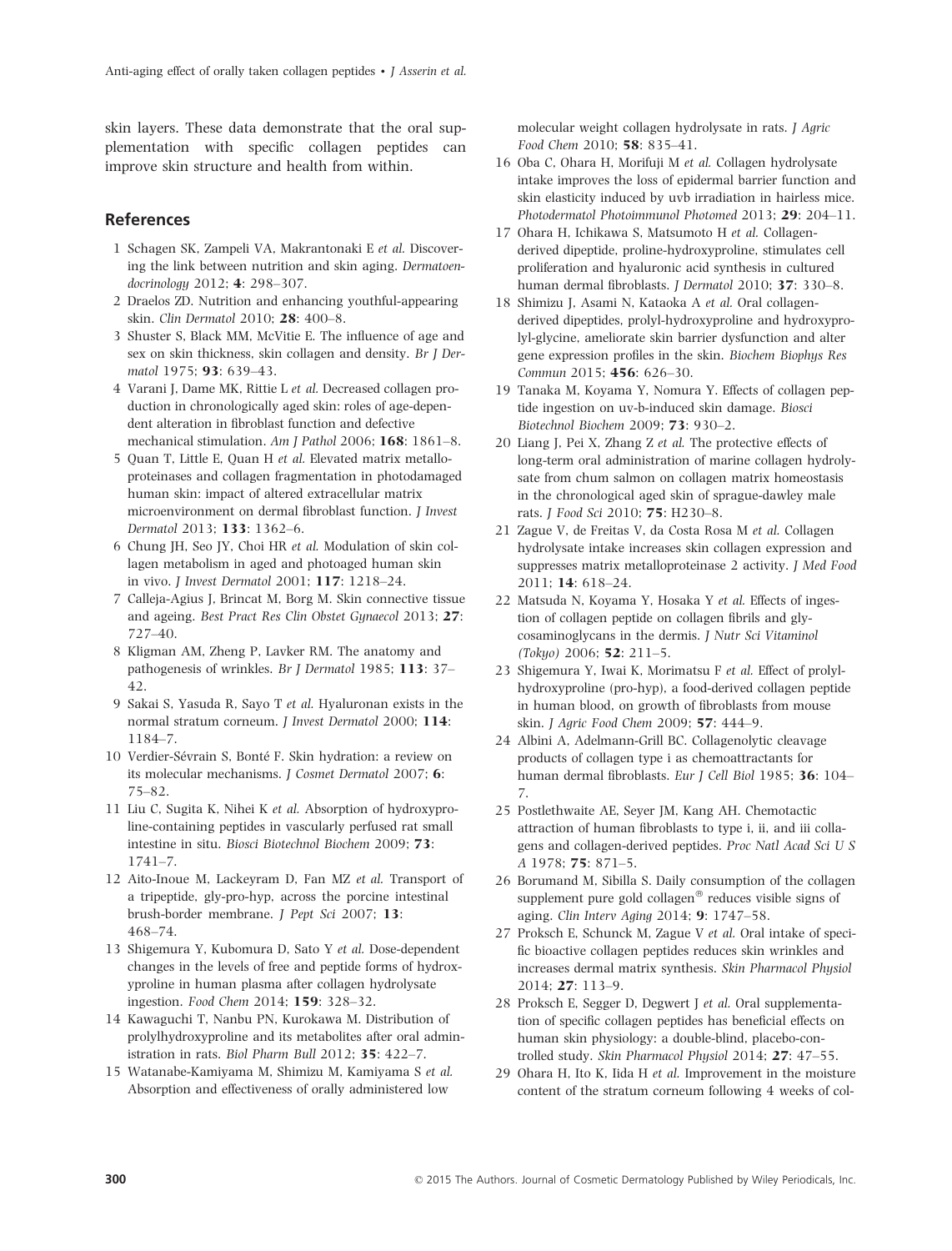skin layers. These data demonstrate that the oral supplementation with specific collagen peptides can improve skin structure and health from within.

## References

1. Schagen SK, Zampeli VA, Makrantonaki E *et al.* Discovering the link between nutrition and skin aging. *Dermatoendocrinology* 2012; **4**: 298–307.
2. Draelos ZD. Nutrition and enhancing youthful-appearing skin. *Clin Dermatol* 2010; **28**: 400–8.
3. Shuster S, Black MM, McVitie E. The influence of age and sex on skin thickness, skin collagen and density. *Br J Dermatol* 1975; **93**: 639–43.
4. Varani J, Dame MK, Rittie L *et al.* Decreased collagen production in chronologically aged skin: roles of age-dependent alteration in fibroblast function and defective mechanical stimulation. *Am J Pathol* 2006; **168**: 1861–8.
5. Quan T, Little E, Quan H *et al.* Elevated matrix metalloproteinases and collagen fragmentation in photodamaged human skin: impact of altered extracellular matrix microenvironment on dermal fibroblast function. *J Invest Dermatol* 2013; **133**: 1362–6.
6. Chung JH, Seo JY, Choi HR *et al.* Modulation of skin collagen metabolism in aged and photoaged human skin in vivo. *J Invest Dermatol* 2001; **117**: 1218–24.
7. Calleja-Agius J, Brincat M, Borg M. Skin connective tissue and ageing. *Best Pract Res Clin Obstet Gynaecol* 2013; **27**: 727–40.
8. Kligman AM, Zheng P, Lavker RM. The anatomy and pathogenesis of wrinkles. *Br J Dermatol* 1985; **113**: 37–42.
9. Sakai S, Yasuda R, Sayo T *et al.* Hyaluronan exists in the normal stratum corneum. *J Invest Dermatol* 2000; **114**: 1184–7.
10. Verdier-Sévrain S, Bonté F. Skin hydration: a review on its molecular mechanisms. *J Cosmet Dermatol* 2007; **6**: 75–82.
11. Liu C, Sugita K, Nihei K *et al.* Absorption of hydroxyproline-containing peptides in vascularly perfused rat small intestine in situ. *Biosci Biotechnol Biochem* 2009; **73**: 1741–7.
12. Aito-Inoue M, Lackeyram D, Fan MZ *et al.* Transport of a tripeptide, gly-pro-hyp, across the porcine intestinal brush-border membrane. *J Pept Sci* 2007; **13**: 468–74.
13. Shigemura Y, Kubomura D, Sato Y *et al.* Dose-dependent changes in the levels of free and peptide forms of hydroxyproline in human plasma after collagen hydrolysate ingestion. *Food Chem* 2014; **159**: 328–32.
14. Kawaguchi T, Nanbu PN, Kurokawa M. Distribution of prolylhydroxyproline and its metabolites after oral administration in rats. *Biol Pharm Bull* 2012; **35**: 422–7.
15. Watanabe-Kamiyama M, Shimizu M, Kamiyama S *et al.* Absorption and effectiveness of orally administered low molecular weight collagen hydrolysate in rats. *J Agric Food Chem* 2010; **58**: 835–41.
16. Oba C, Ohara H, Morifuji M *et al.* Collagen hydrolysate intake improves the loss of epidermal barrier function and skin elasticity induced by uvb irradiation in hairless mice. *Photodermatol Photoimmunol Photomed* 2013; **29**: 204–11.
17. Ohara H, Ichikawa S, Matsumoto H *et al.* Collagen-derived dipeptide, proline-hydroxyproline, stimulates cell proliferation and hyaluronic acid synthesis in cultured human dermal fibroblasts. *J Dermatol* 2010; **37**: 330–8.
18. Shimizu J, Asami N, Kataoka A *et al.* Oral collagen-derived dipeptides, prolyl-hydroxyproline and hydroxyprolyl-glycine, ameliorate skin barrier dysfunction and alter gene expression profiles in the skin. *Biochem Biophys Res Commun* 2015; **456**: 626–30.
19. Tanaka M, Koyama Y, Nomura Y. Effects of collagen peptide ingestion on uv-b-induced skin damage. *Biosci Biotechnol Biochem* 2009; **73**: 930–2.
20. Liang J, Pei X, Zhang Z *et al.* The protective effects of long-term oral administration of marine collagen hydrolysate from chum salmon on collagen matrix homeostasis in the chronological aged skin of sprague-dawley male rats. *J Food Sci* 2010; **75**: H230–8.
21. Zague V, de Freitas V, da Costa Rosa M *et al.* Collagen hydrolysate intake increases skin collagen expression and suppresses matrix metalloproteinase 2 activity. *J Med Food* 2011; **14**: 618–24.
22. Matsuda N, Koyama Y, Hosaka Y *et al.* Effects of ingestion of collagen peptide on collagen fibrils and glycosaminoglycans in the dermis. *J Nutr Sci Vitaminol (Tokyo)* 2006; **52**: 211–5.
23. Shigemura Y, Iwai K, Morimatsu F *et al.* Effect of prolyl-hydroxyproline (pro-hyp), a food-derived collagen peptide in human blood, on growth of fibroblasts from mouse skin. *J Agric Food Chem* 2009; **57**: 444–9.
24. Albini A, Adelmann-Grill BC. Collagenolytic cleavage products of collagen type i as chemoattractants for human dermal fibroblasts. *Eur J Cell Biol* 1985; **36**: 104–7.
25. Postlethwaite AE, Seyer JM, Kang AH. Chemotactic attraction of human fibroblasts to type i, ii, and iii collagens and collagen-derived peptides. *Proc Natl Acad Sci U S A* 1978; **75**: 871–5.
26. Borumand M, Sibilla S. Daily consumption of the collagen supplement pure gold collagen® reduces visible signs of aging. *Clin Interv Aging* 2014; **9**: 1747–58.
27. Proksch E, Schunck M, Zague V *et al.* Oral intake of specific bioactive collagen peptides reduces skin wrinkles and increases dermal matrix synthesis. *Skin Pharmacol Physiol* 2014; **27**: 113–9.
28. Proksch E, Segger D, Degwert J *et al.* Oral supplementation of specific collagen peptides has beneficial effects on human skin physiology: a double-blind, placebo-controlled study. *Skin Pharmacol Physiol* 2014; **27**: 47–55.
29. Ohara H, Ito K, Iida H *et al.* Improvement in the moisture content of the stratum corneum following 4 weeks of col-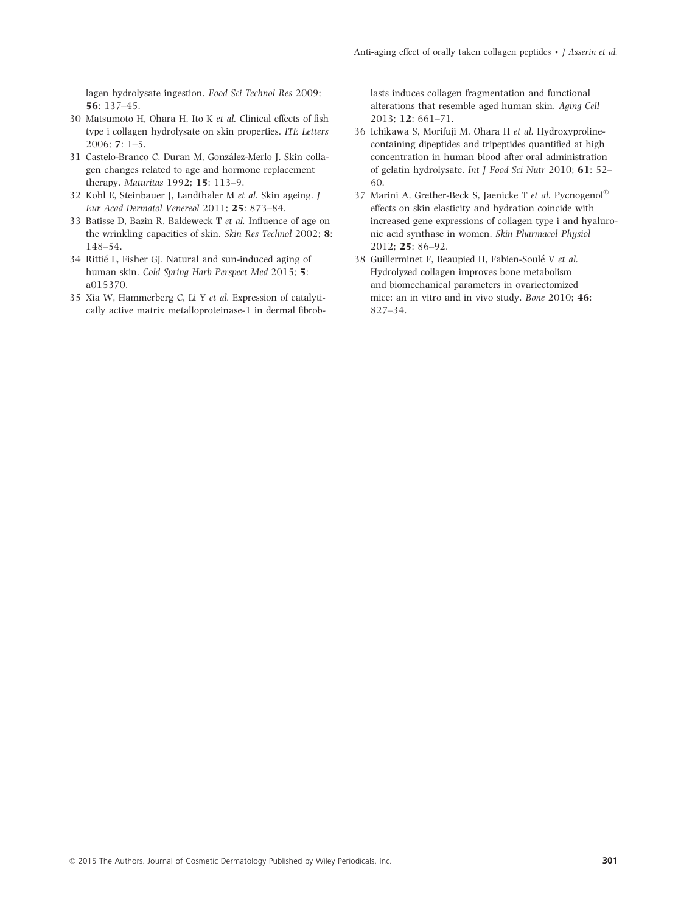lagen hydrolysate ingestion. *Food Sci Technol Res* 2009; **56**: 137–45.

30 Matsumoto H, Ohara H, Ito K *et al.* Clinical effects of fish type i collagen hydrolysate on skin properties. *ITE Letters* 2006; **7**: 1–5.

31 Castelo-Branco C, Duran M, González-Merlo J. Skin collagen changes related to age and hormone replacement therapy. *Maturitas* 1992; **15**: 113–9.

32 Kohl E, Steinbauer J, Landthaler M *et al.* Skin ageing. *J Eur Acad Dermatol Venereol* 2011; **25**: 873–84.

33 Batisse D, Bazin R, Baldeweck T *et al.* Influence of age on the wrinkling capacities of skin. *Skin Res Technol* 2002; **8**: 148–54.

34 Rittié L, Fisher GJ. Natural and sun-induced aging of human skin. *Cold Spring Harb Perspect Med* 2015; **5**: a015370.

35 Xia W, Hammerberg C, Li Y *et al.* Expression of catalytically active matrix metalloproteinase-1 in dermal fibroblasts induces collagen fragmentation and functional alterations that resemble aged human skin. *Aging Cell* 2013; **12**: 661–71.

36 Ichikawa S, Morifuji M, Ohara H *et al.* Hydroxyproline-containing dipeptides and tripeptides quantified at high concentration in human blood after oral administration of gelatin hydrolysate. *Int J Food Sci Nutr* 2010; **61**: 52–60.

37 Marini A, Grether-Beck S, Jaenicke T *et al.* Pycnogenol® effects on skin elasticity and hydration coincide with increased gene expressions of collagen type i and hyaluronic acid synthase in women. *Skin Pharmacol Physiol* 2012; **25**: 86–92.

38 Guillerminet F, Beaupied H, Fabien-Soulé V *et al.* Hydrolyzed collagen improves bone metabolism and biomechanical parameters in ovariectomized mice: an in vitro and in vivo study. *Bone* 2010; **46**: 827–34.